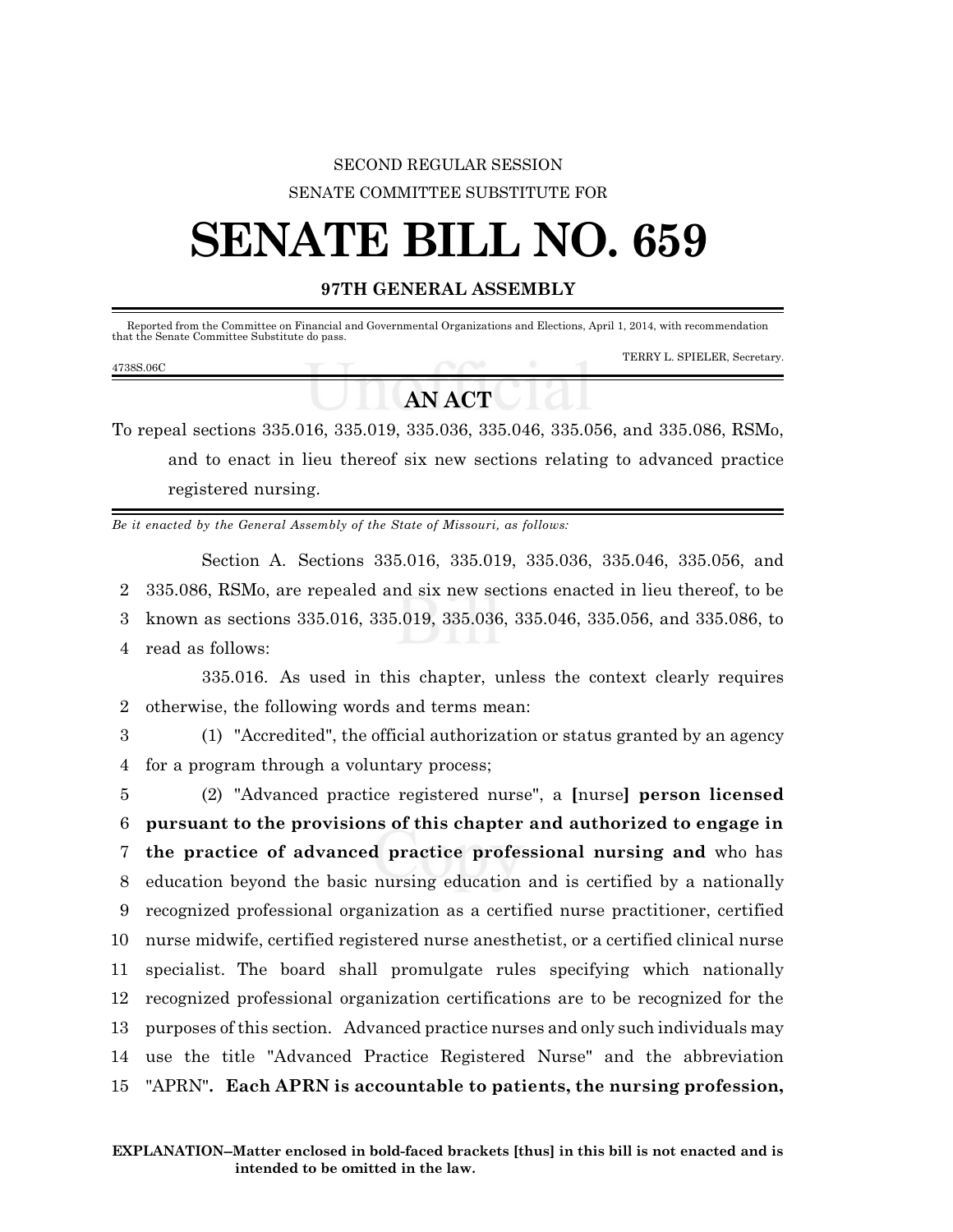SECOND REGULAR SESSION

SENATE COMMITTEE SUBSTITUTE FOR

# SENATE BILL NO. 659

**97TH GENERAL ASSEMBLY**

Reported from the Committee on Financial and Governmental Organizations and Elections, April 1, 2014, with recommendation that the Senate Committee Substitute do pass.

TERRY L. SPIELER, Secretary.

4738S.06C

## AN ACT

To repeal sections 335.016, 335.019, 335.036, 335.046, 335.056, and 335.086, RSMo, and to enact in lieu thereof six new sections relating to advanced practice registered nursing.

*Be it enacted by the General Assembly of the State of Missouri, as follows:*

Section A. Sections 335.016, 335.019, 335.036, 335.046, 335.056, and 335.086, RSMo, are repealed and six new sections enacted in lieu thereof, to be known as sections 335.016, 335.019, 335.036, 335.046, 335.056, and 335.086, to read as follows:

335.016. As used in this chapter, unless the context clearly requires otherwise, the following words and terms mean:

(1) "Accredited", the official authorization or status granted by an agency for a program through a voluntary process;

(2) "Advanced practice registered nurse", a **[**nurse**]** **person licensed pursuant to the provisions of this chapter and authorized to engage in the practice of advanced practice professional nursing and** who has education beyond the basic nursing education and is certified by a nationally recognized professional organization as a certified nurse practitioner, certified nurse midwife, certified registered nurse anesthetist, or a certified clinical nurse specialist. The board shall promulgate rules specifying which nationally recognized professional organization certifications are to be recognized for the purposes of this section. Advanced practice nurses and only such individuals may use the title "Advanced Practice Registered Nurse" and the abbreviation "APRN"**. Each APRN is accountable to patients, the nursing profession,**

**EXPLANATION–Matter enclosed in bold-faced brackets [thus] in this bill is not enacted and is intended to be omitted in the law.**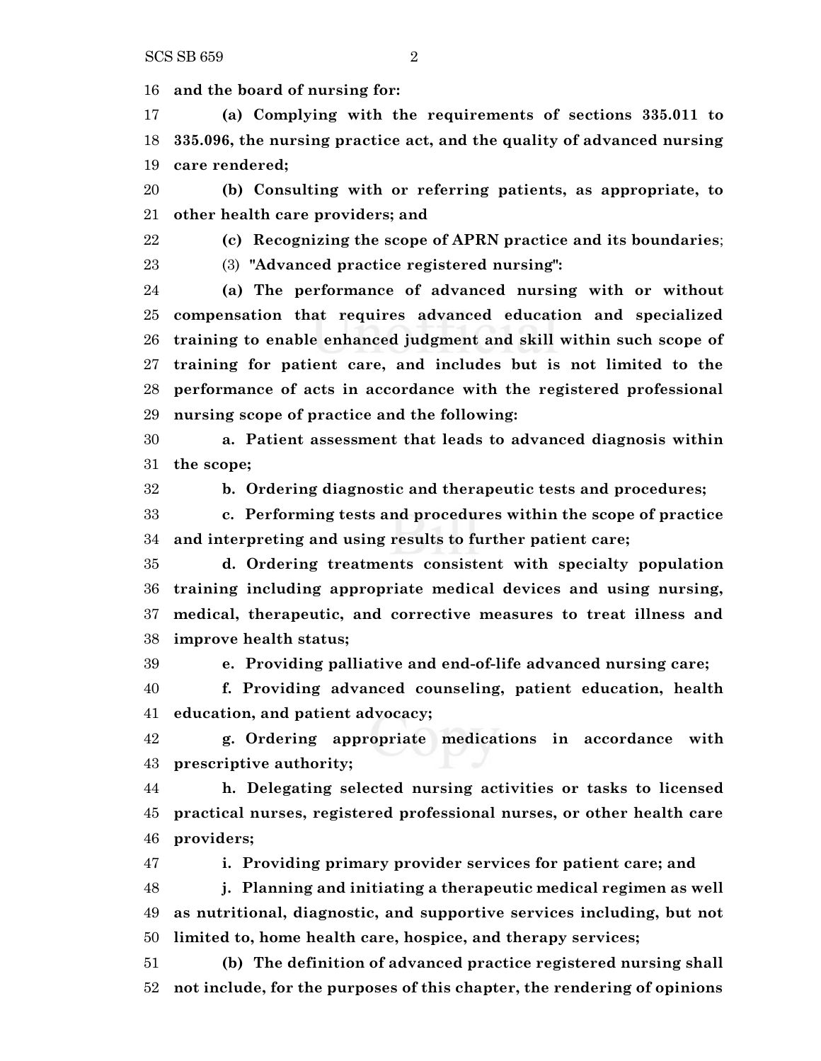**and the board of nursing for:**

**(a) Complying with the requirements of sections 335.011 to 335.096, the nursing practice act, and the quality of advanced nursing care rendered;**

**(b) Consulting with or referring patients, as appropriate, to other health care providers; and**

**(c) Recognizing the scope of APRN practice and its boundaries**;

(3) **"Advanced practice registered nursing":**

**(a) The performance of advanced nursing with or without compensation that requires advanced education and specialized training to enable enhanced judgment and skill within such scope of training for patient care, and includes but is not limited to the performance of acts in accordance with the registered professional nursing scope of practice and the following:**

**a. Patient assessment that leads to advanced diagnosis within the scope;**

**b. Ordering diagnostic and therapeutic tests and procedures;**

**c. Performing tests and procedures within the scope of practice and interpreting and using results to further patient care;**

**d. Ordering treatments consistent with specialty population training including appropriate medical devices and using nursing, medical, therapeutic, and corrective measures to treat illness and improve health status;**

**e. Providing palliative and end-of-life advanced nursing care;**

**f. Providing advanced counseling, patient education, health education, and patient advocacy;**

**g. Ordering appropriate medications in accordance with prescriptive authority;**

**h. Delegating selected nursing activities or tasks to licensed practical nurses, registered professional nurses, or other health care providers;**

**i. Providing primary provider services for patient care; and**

**j. Planning and initiating a therapeutic medical regimen as well as nutritional, diagnostic, and supportive services including, but not limited to, home health care, hospice, and therapy services;**

**(b) The definition of advanced practice registered nursing shall not include, for the purposes of this chapter, the rendering of opinions**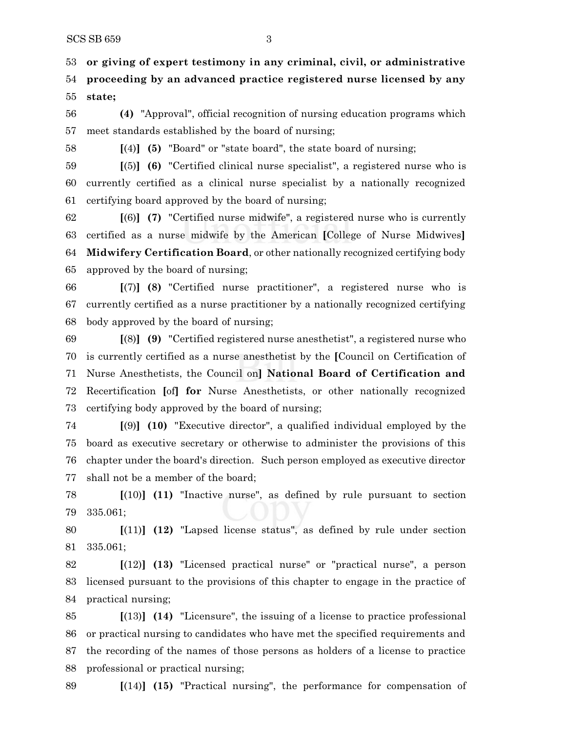**or giving of expert testimony in any criminal, civil, or administrative proceeding by an advanced practice registered nurse licensed by any state;**

**(4)** "Approval", official recognition of nursing education programs which meet standards established by the board of nursing;

**[**(4)**] (5)** "Board" or "state board", the state board of nursing;

**[**(5)**] (6)** "Certified clinical nurse specialist", a registered nurse who is currently certified as a clinical nurse specialist by a nationally recognized certifying board approved by the board of nursing;

**[**(6)**] (7)** "Certified nurse midwife", a registered nurse who is currently certified as a nurse midwife by the American **[**College of Nurse Midwives**] Midwifery Certification Board**, or other nationally recognized certifying body approved by the board of nursing;

**[**(7)**] (8)** "Certified nurse practitioner", a registered nurse who is currently certified as a nurse practitioner by a nationally recognized certifying body approved by the board of nursing;

**[**(8)**] (9)** "Certified registered nurse anesthetist", a registered nurse who is currently certified as a nurse anesthetist by the **[**Council on Certification of Nurse Anesthetists, the Council on**] National Board of Certification and** Recertification **[**of**] for** Nurse Anesthetists, or other nationally recognized certifying body approved by the board of nursing;

**[**(9)**] (10)** "Executive director", a qualified individual employed by the board as executive secretary or otherwise to administer the provisions of this chapter under the board's direction. Such person employed as executive director shall not be a member of the board;

**[**(10)**] (11)** "Inactive nurse", as defined by rule pursuant to section 335.061;

**[**(11)**] (12)** "Lapsed license status", as defined by rule under section 335.061;

**[**(12)**] (13)** "Licensed practical nurse" or "practical nurse", a person licensed pursuant to the provisions of this chapter to engage in the practice of practical nursing;

**[**(13)**] (14)** "Licensure", the issuing of a license to practice professional or practical nursing to candidates who have met the specified requirements and the recording of the names of those persons as holders of a license to practice professional or practical nursing;

**[**(14)**] (15)** "Practical nursing", the performance for compensation of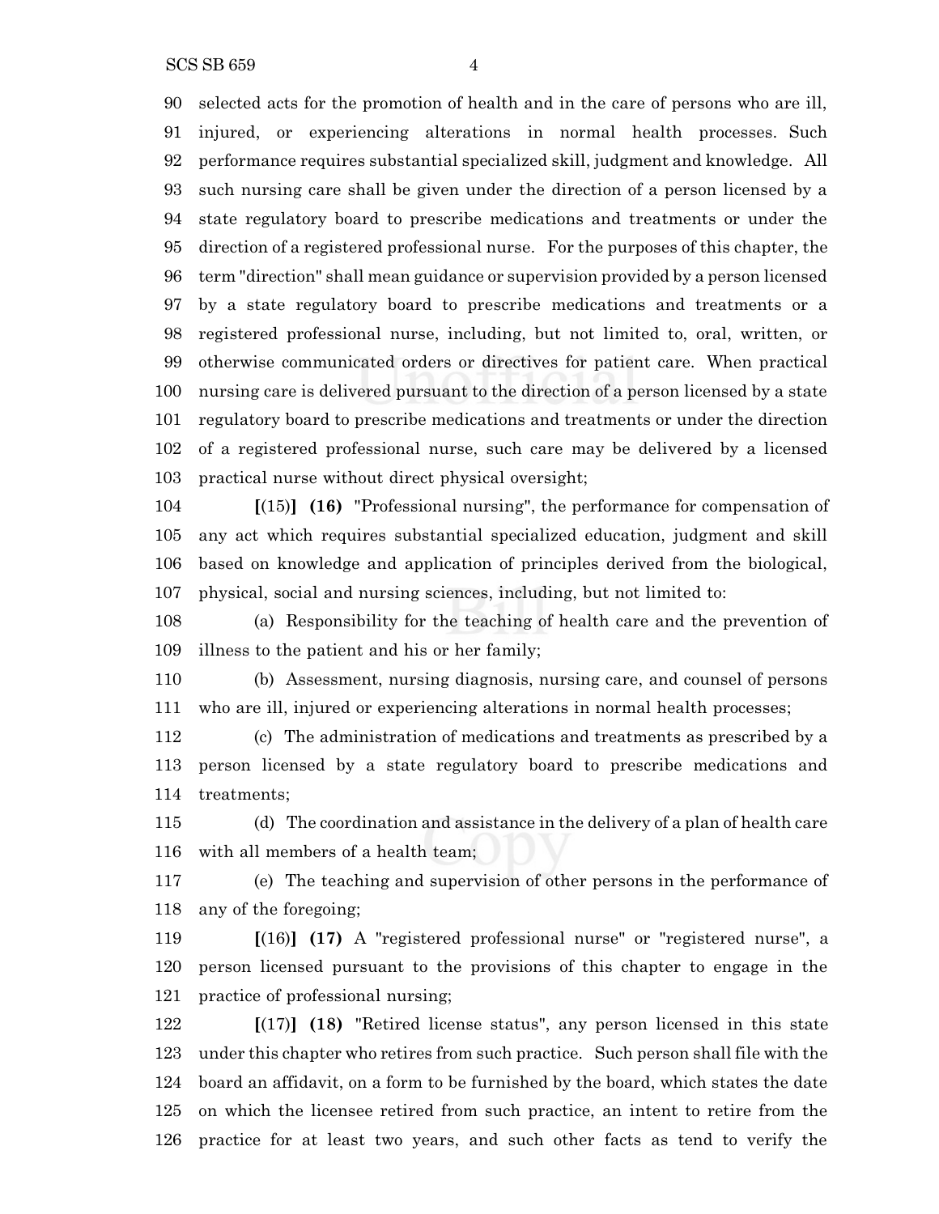90 selected acts for the promotion of health and in the care of persons who are ill,
91 injured, or experiencing alterations in normal health processes. Such
92 performance requires substantial specialized skill, judgment and knowledge. All
93 such nursing care shall be given under the direction of a person licensed by a
94 state regulatory board to prescribe medications and treatments or under the
95 direction of a registered professional nurse. For the purposes of this chapter, the
96 term "direction" shall mean guidance or supervision provided by a person licensed
97 by a state regulatory board to prescribe medications and treatments or a
98 registered professional nurse, including, but not limited to, oral, written, or
99 otherwise communicated orders or directives for patient care. When practical
100 nursing care is delivered pursuant to the direction of a person licensed by a state
101 regulatory board to prescribe medications and treatments or under the direction
102 of a registered professional nurse, such care may be delivered by a licensed
103 practical nurse without direct physical oversight;

104 **[**(15)**] (16)** "Professional nursing", the performance for compensation of
105 any act which requires substantial specialized education, judgment and skill
106 based on knowledge and application of principles derived from the biological,
107 physical, social and nursing sciences, including, but not limited to:

108 (a) Responsibility for the teaching of health care and the prevention of
109 illness to the patient and his or her family;

110 (b) Assessment, nursing diagnosis, nursing care, and counsel of persons
111 who are ill, injured or experiencing alterations in normal health processes;

112 (c) The administration of medications and treatments as prescribed by a
113 person licensed by a state regulatory board to prescribe medications and
114 treatments;

115 (d) The coordination and assistance in the delivery of a plan of health care
116 with all members of a health team;

117 (e) The teaching and supervision of other persons in the performance of
118 any of the foregoing;

119 **[**(16)**] (17)** A "registered professional nurse" or "registered nurse", a
120 person licensed pursuant to the provisions of this chapter to engage in the
121 practice of professional nursing;

122 **[**(17)**] (18)** "Retired license status", any person licensed in this state
123 under this chapter who retires from such practice. Such person shall file with the
124 board an affidavit, on a form to be furnished by the board, which states the date
125 on which the licensee retired from such practice, an intent to retire from the
126 practice for at least two years, and such other facts as tend to verify the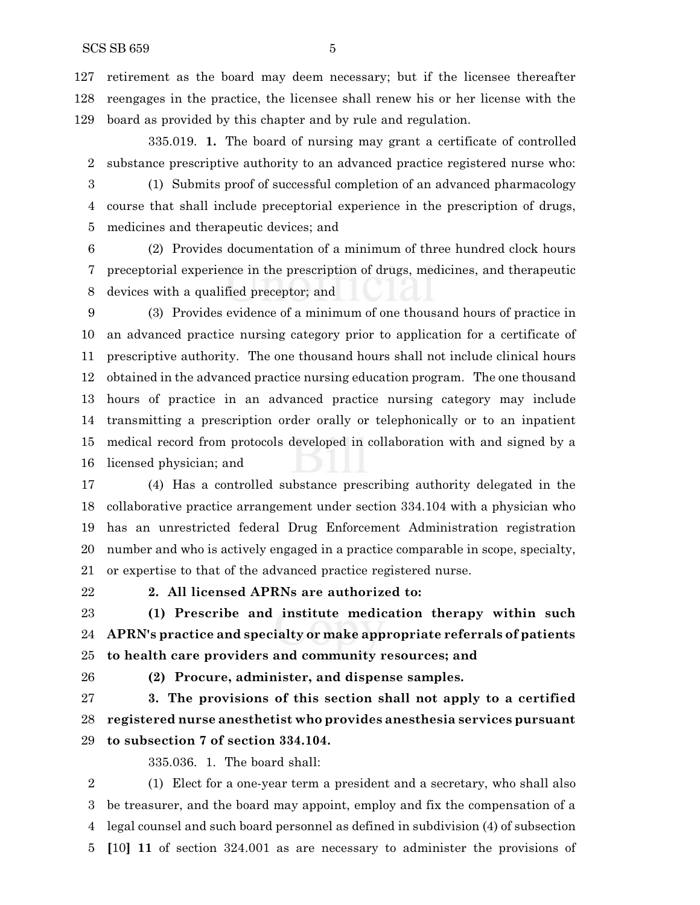retirement as the board may deem necessary; but if the licensee thereafter reengages in the practice, the licensee shall renew his or her license with the board as provided by this chapter and by rule and regulation.

335.019. **1.** The board of nursing may grant a certificate of controlled substance prescriptive authority to an advanced practice registered nurse who:

(1) Submits proof of successful completion of an advanced pharmacology course that shall include preceptorial experience in the prescription of drugs, medicines and therapeutic devices; and

(2) Provides documentation of a minimum of three hundred clock hours preceptorial experience in the prescription of drugs, medicines, and therapeutic devices with a qualified preceptor; and

(3) Provides evidence of a minimum of one thousand hours of practice in an advanced practice nursing category prior to application for a certificate of prescriptive authority. The one thousand hours shall not include clinical hours obtained in the advanced practice nursing education program. The one thousand hours of practice in an advanced practice nursing category may include transmitting a prescription order orally or telephonically or to an inpatient medical record from protocols developed in collaboration with and signed by a licensed physician; and

(4) Has a controlled substance prescribing authority delegated in the collaborative practice arrangement under section 334.104 with a physician who has an unrestricted federal Drug Enforcement Administration registration number and who is actively engaged in a practice comparable in scope, specialty, or expertise to that of the advanced practice registered nurse.

**2. All licensed APRNs are authorized to:**

**(1) Prescribe and institute medication therapy within such APRN's practice and specialty or make appropriate referrals of patients to health care providers and community resources; and**

**(2) Procure, administer, and dispense samples.**

**3. The provisions of this section shall not apply to a certified registered nurse anesthetist who provides anesthesia services pursuant to subsection 7 of section 334.104.**

335.036. 1. The board shall:

(1) Elect for a one-year term a president and a secretary, who shall also be treasurer, and the board may appoint, employ and fix the compensation of a legal counsel and such board personnel as defined in subdivision (4) of subsection [10] **11** of section 324.001 as are necessary to administer the provisions of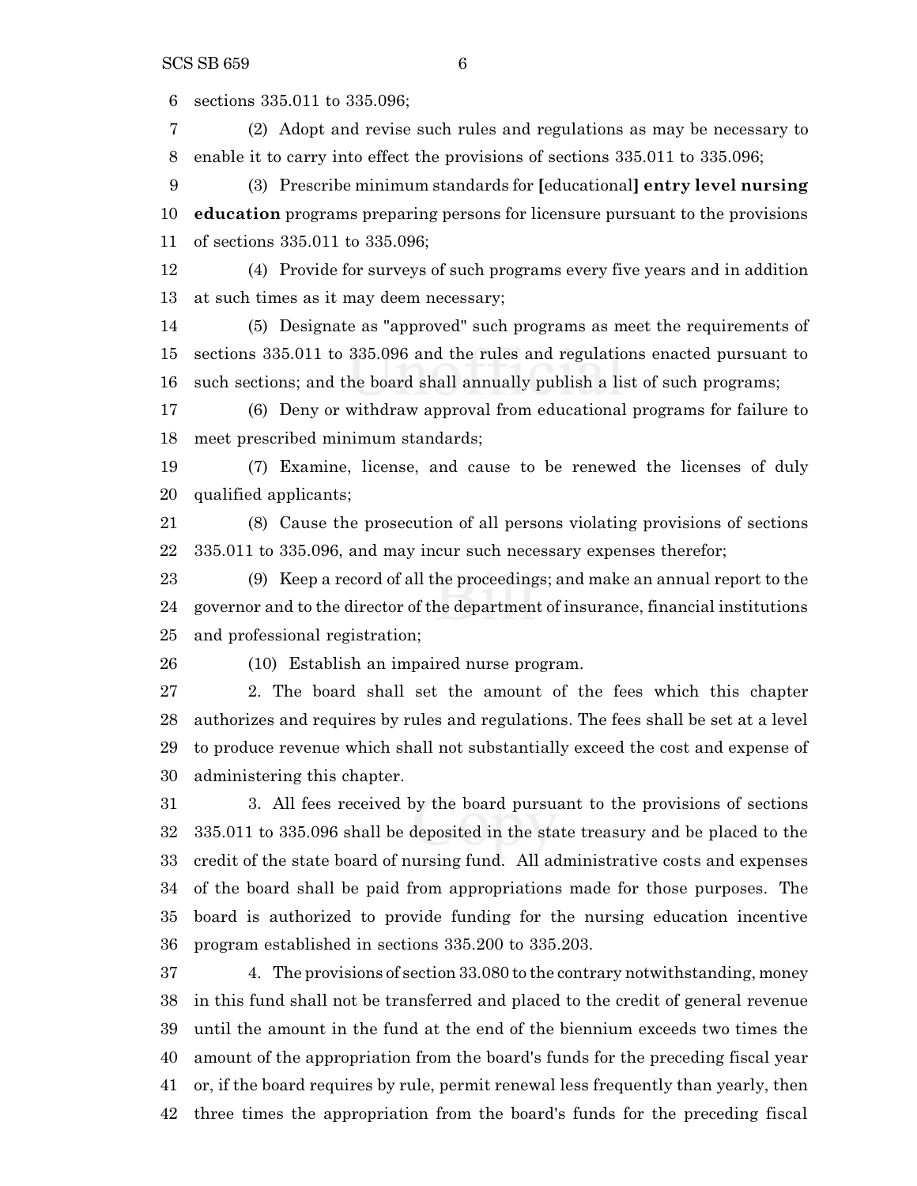sections 335.011 to 335.096;

(2) Adopt and revise such rules and regulations as may be necessary to enable it to carry into effect the provisions of sections 335.011 to 335.096;

(3) Prescribe minimum standards for [educational] **entry level nursing education** programs preparing persons for licensure pursuant to the provisions of sections 335.011 to 335.096;

(4) Provide for surveys of such programs every five years and in addition at such times as it may deem necessary;

(5) Designate as "approved" such programs as meet the requirements of sections 335.011 to 335.096 and the rules and regulations enacted pursuant to such sections; and the board shall annually publish a list of such programs;

(6) Deny or withdraw approval from educational programs for failure to meet prescribed minimum standards;

(7) Examine, license, and cause to be renewed the licenses of duly qualified applicants;

(8) Cause the prosecution of all persons violating provisions of sections 335.011 to 335.096, and may incur such necessary expenses therefor;

(9) Keep a record of all the proceedings; and make an annual report to the governor and to the director of the department of insurance, financial institutions and professional registration;

(10) Establish an impaired nurse program.

2. The board shall set the amount of the fees which this chapter authorizes and requires by rules and regulations. The fees shall be set at a level to produce revenue which shall not substantially exceed the cost and expense of administering this chapter.

3. All fees received by the board pursuant to the provisions of sections 335.011 to 335.096 shall be deposited in the state treasury and be placed to the credit of the state board of nursing fund. All administrative costs and expenses of the board shall be paid from appropriations made for those purposes. The board is authorized to provide funding for the nursing education incentive program established in sections 335.200 to 335.203.

4. The provisions of section 33.080 to the contrary notwithstanding, money in this fund shall not be transferred and placed to the credit of general revenue until the amount in the fund at the end of the biennium exceeds two times the amount of the appropriation from the board's funds for the preceding fiscal year or, if the board requires by rule, permit renewal less frequently than yearly, then three times the appropriation from the board's funds for the preceding fiscal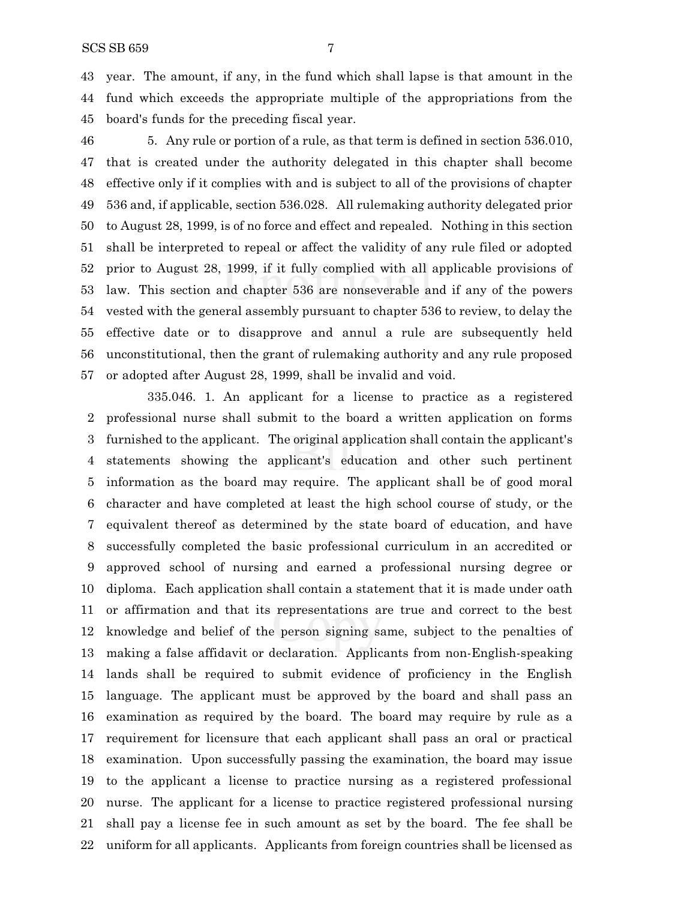year. The amount, if any, in the fund which shall lapse is that amount in the fund which exceeds the appropriate multiple of the appropriations from the board's funds for the preceding fiscal year.

5. Any rule or portion of a rule, as that term is defined in section 536.010, that is created under the authority delegated in this chapter shall become effective only if it complies with and is subject to all of the provisions of chapter 536 and, if applicable, section 536.028. All rulemaking authority delegated prior to August 28, 1999, is of no force and effect and repealed. Nothing in this section shall be interpreted to repeal or affect the validity of any rule filed or adopted prior to August 28, 1999, if it fully complied with all applicable provisions of law. This section and chapter 536 are nonseverable and if any of the powers vested with the general assembly pursuant to chapter 536 to review, to delay the effective date or to disapprove and annul a rule are subsequently held unconstitutional, then the grant of rulemaking authority and any rule proposed or adopted after August 28, 1999, shall be invalid and void.

335.046. 1. An applicant for a license to practice as a registered professional nurse shall submit to the board a written application on forms furnished to the applicant. The original application shall contain the applicant's statements showing the applicant's education and other such pertinent information as the board may require. The applicant shall be of good moral character and have completed at least the high school course of study, or the equivalent thereof as determined by the state board of education, and have successfully completed the basic professional curriculum in an accredited or approved school of nursing and earned a professional nursing degree or diploma. Each application shall contain a statement that it is made under oath or affirmation and that its representations are true and correct to the best knowledge and belief of the person signing same, subject to the penalties of making a false affidavit or declaration. Applicants from non-English-speaking lands shall be required to submit evidence of proficiency in the English language. The applicant must be approved by the board and shall pass an examination as required by the board. The board may require by rule as a requirement for licensure that each applicant shall pass an oral or practical examination. Upon successfully passing the examination, the board may issue to the applicant a license to practice nursing as a registered professional nurse. The applicant for a license to practice registered professional nursing shall pay a license fee in such amount as set by the board. The fee shall be uniform for all applicants. Applicants from foreign countries shall be licensed as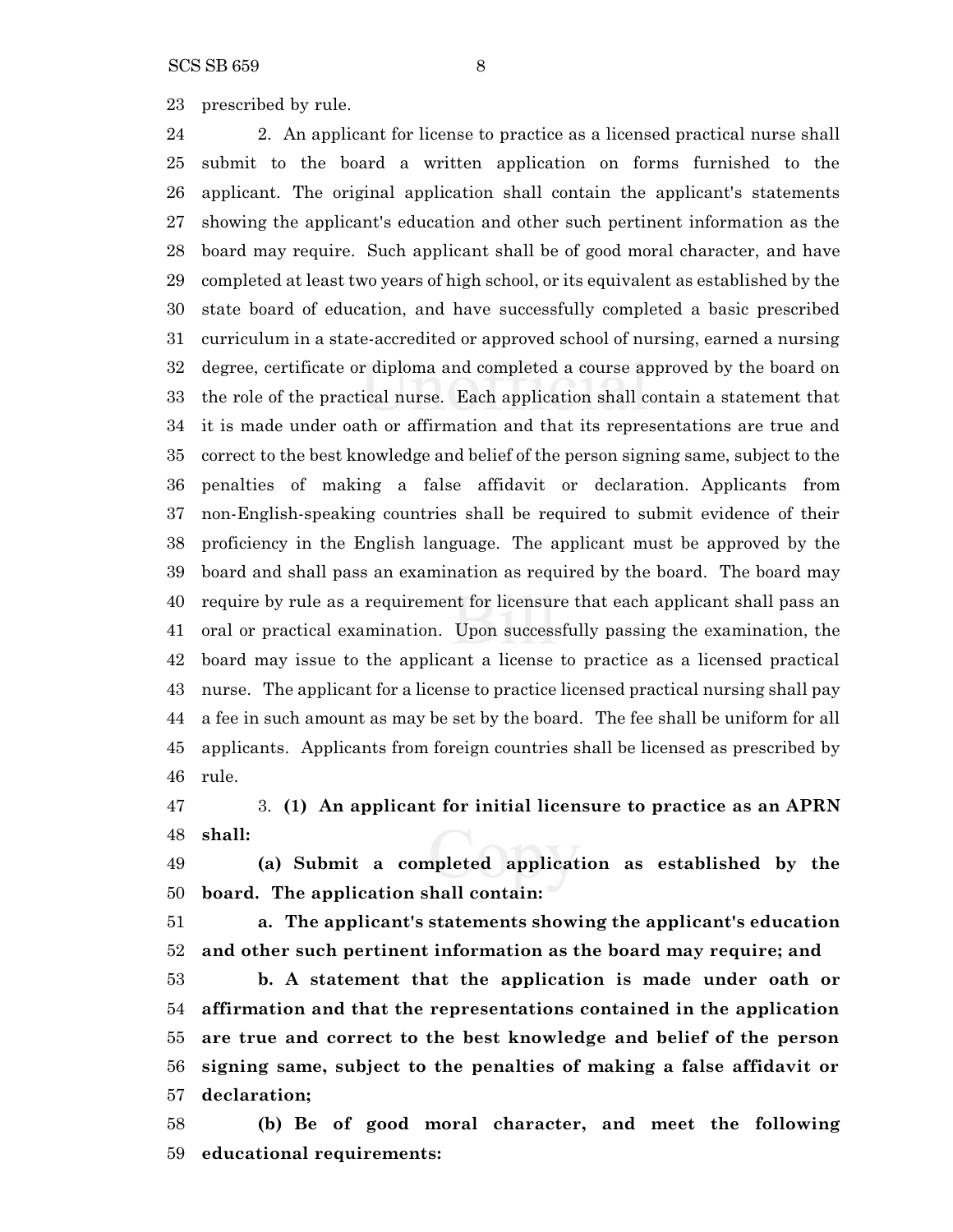prescribed by rule.

2. An applicant for license to practice as a licensed practical nurse shall submit to the board a written application on forms furnished to the applicant. The original application shall contain the applicant's statements showing the applicant's education and other such pertinent information as the board may require. Such applicant shall be of good moral character, and have completed at least two years of high school, or its equivalent as established by the state board of education, and have successfully completed a basic prescribed curriculum in a state-accredited or approved school of nursing, earned a nursing degree, certificate or diploma and completed a course approved by the board on the role of the practical nurse. Each application shall contain a statement that it is made under oath or affirmation and that its representations are true and correct to the best knowledge and belief of the person signing same, subject to the penalties of making a false affidavit or declaration. Applicants from non-English-speaking countries shall be required to submit evidence of their proficiency in the English language. The applicant must be approved by the board and shall pass an examination as required by the board. The board may require by rule as a requirement for licensure that each applicant shall pass an oral or practical examination. Upon successfully passing the examination, the board may issue to the applicant a license to practice as a licensed practical nurse. The applicant for a license to practice licensed practical nursing shall pay a fee in such amount as may be set by the board. The fee shall be uniform for all applicants. Applicants from foreign countries shall be licensed as prescribed by rule.

3. **(1) An applicant for initial licensure to practice as an APRN shall:**

**(a) Submit a completed application as established by the board. The application shall contain:**

**a. The applicant's statements showing the applicant's education and other such pertinent information as the board may require; and**

**b. A statement that the application is made under oath or affirmation and that the representations contained in the application are true and correct to the best knowledge and belief of the person signing same, subject to the penalties of making a false affidavit or declaration;**

**(b) Be of good moral character, and meet the following educational requirements:**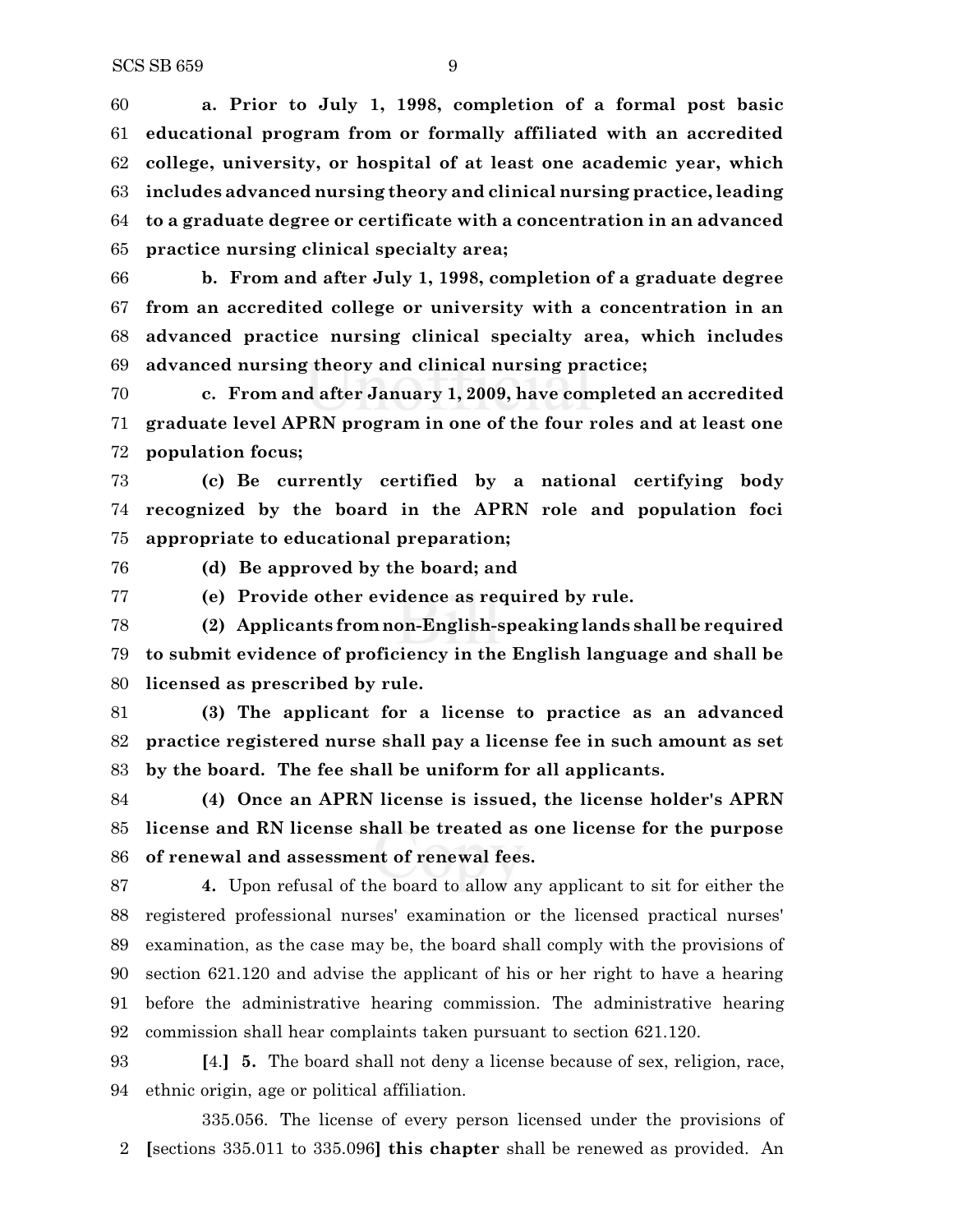**a. Prior to July 1, 1998, completion of a formal post basic educational program from or formally affiliated with an accredited college, university, or hospital of at least one academic year, which includes advanced nursing theory and clinical nursing practice, leading to a graduate degree or certificate with a concentration in an advanced practice nursing clinical specialty area;**

**b. From and after July 1, 1998, completion of a graduate degree from an accredited college or university with a concentration in an advanced practice nursing clinical specialty area, which includes advanced nursing theory and clinical nursing practice;**

**c. From and after January 1, 2009, have completed an accredited graduate level APRN program in one of the four roles and at least one population focus;**

**(c) Be currently certified by a national certifying body recognized by the board in the APRN role and population foci appropriate to educational preparation;**

**(d) Be approved by the board; and**

**(e) Provide other evidence as required by rule.**

**(2) Applicants from non-English-speaking lands shall be required to submit evidence of proficiency in the English language and shall be licensed as prescribed by rule.**

**(3) The applicant for a license to practice as an advanced practice registered nurse shall pay a license fee in such amount as set by the board. The fee shall be uniform for all applicants.**

**(4) Once an APRN license is issued, the license holder's APRN license and RN license shall be treated as one license for the purpose of renewal and assessment of renewal fees.**

**4.** Upon refusal of the board to allow any applicant to sit for either the registered professional nurses' examination or the licensed practical nurses' examination, as the case may be, the board shall comply with the provisions of section 621.120 and advise the applicant of his or her right to have a hearing before the administrative hearing commission. The administrative hearing commission shall hear complaints taken pursuant to section 621.120.

**[**4.**]** **5.** The board shall not deny a license because of sex, religion, race, ethnic origin, age or political affiliation.

335.056. The license of every person licensed under the provisions of **[**sections 335.011 to 335.096**]** **this chapter** shall be renewed as provided. An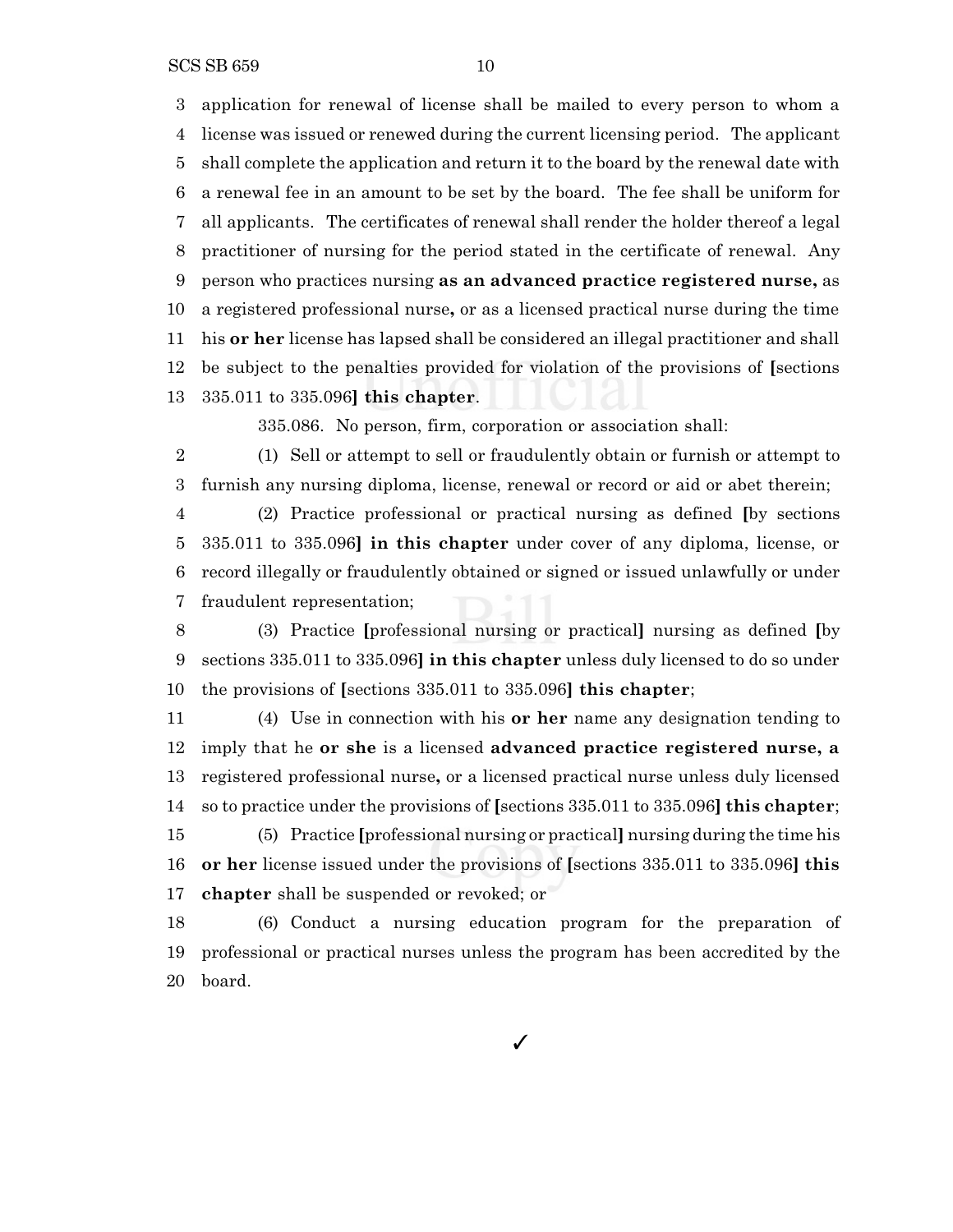application for renewal of license shall be mailed to every person to whom a license was issued or renewed during the current licensing period. The applicant shall complete the application and return it to the board by the renewal date with a renewal fee in an amount to be set by the board. The fee shall be uniform for all applicants. The certificates of renewal shall render the holder thereof a legal practitioner of nursing for the period stated in the certificate of renewal. Any person who practices nursing **as an advanced practice registered nurse,** as a registered professional nurse**,** or as a licensed practical nurse during the time his **or her** license has lapsed shall be considered an illegal practitioner and shall be subject to the penalties provided for violation of the provisions of **[**sections 335.011 to 335.096**] this chapter**.

335.086. No person, firm, corporation or association shall:

(1) Sell or attempt to sell or fraudulently obtain or furnish or attempt to furnish any nursing diploma, license, renewal or record or aid or abet therein;

(2) Practice professional or practical nursing as defined **[**by sections 335.011 to 335.096**] in this chapter** under cover of any diploma, license, or record illegally or fraudulently obtained or signed or issued unlawfully or under fraudulent representation;

(3) Practice **[**professional nursing or practical**]** nursing as defined **[**by sections 335.011 to 335.096**] in this chapter** unless duly licensed to do so under the provisions of **[**sections 335.011 to 335.096**] this chapter**;

(4) Use in connection with his **or her** name any designation tending to imply that he **or she** is a licensed **advanced practice registered nurse, a** registered professional nurse**,** or a licensed practical nurse unless duly licensed so to practice under the provisions of **[**sections 335.011 to 335.096**] this chapter**;

(5) Practice **[**professional nursing or practical**]** nursing during the time his **or her** license issued under the provisions of **[**sections 335.011 to 335.096**] this chapter** shall be suspended or revoked; or

(6) Conduct a nursing education program for the preparation of professional or practical nurses unless the program has been accredited by the board.

✓